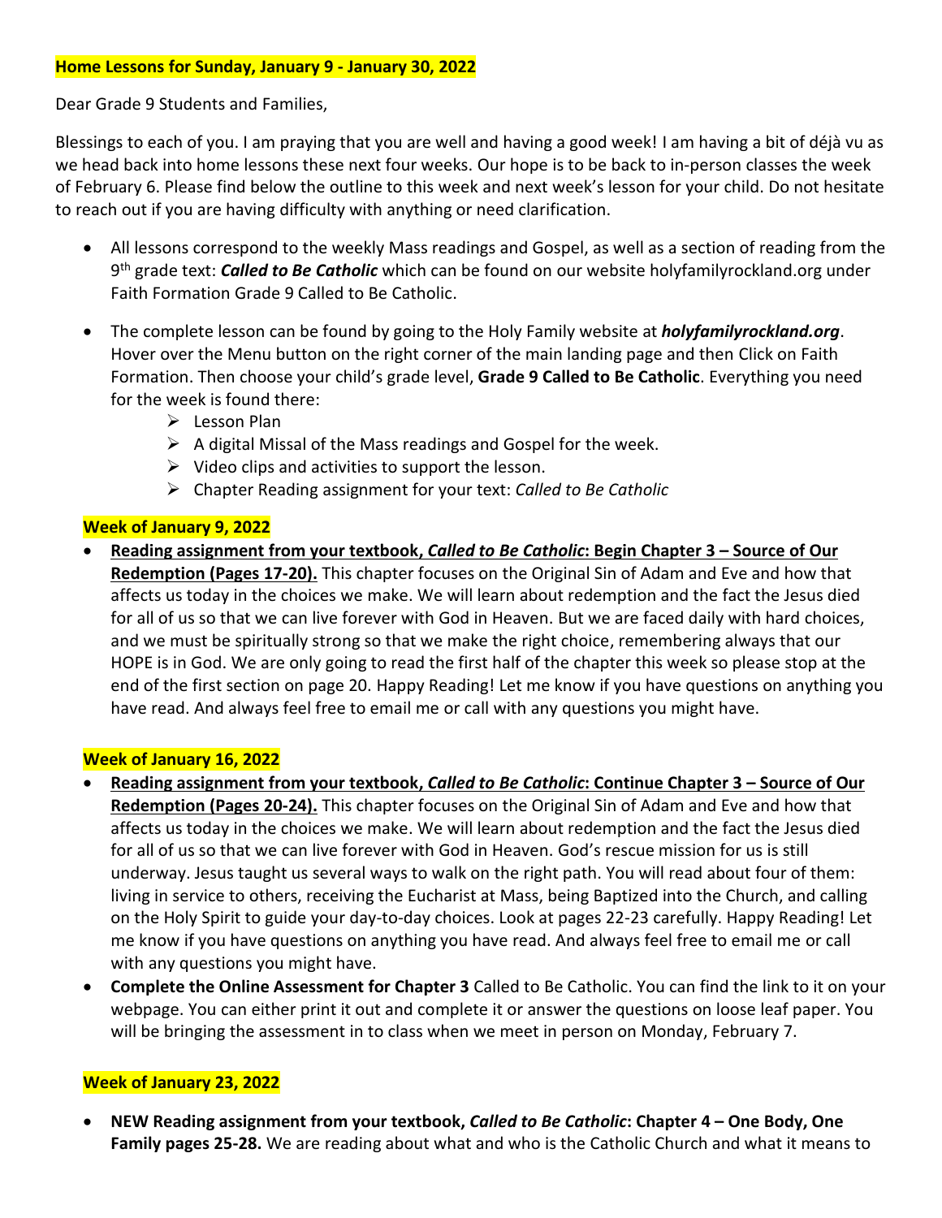**Home Lessons for Sunday, January 9 - January 30, 2022**

Dear Grade 9 Students and Families,

Blessings to each of you. I am praying that you are well and having a good week! I am having a bit of déjà vu as we head back into home lessons these next four weeks. Our hope is to be back to in-person classes the week of February 6. Please find below the outline to this week and next week's lesson for your child. Do not hesitate to reach out if you are having difficulty with anything or need clarification.

- All lessons correspond to the weekly Mass readings and Gospel, as well as a section of reading from the 9th grade text: ***Called to Be Catholic*** which can be found on our website holyfamilyrockland.org under Faith Formation Grade 9 Called to Be Catholic.
- The complete lesson can be found by going to the Holy Family website at ***holyfamilyrockland.org***. Hover over the Menu button on the right corner of the main landing page and then Click on Faith Formation. Then choose your child's grade level, **Grade 9 Called to Be Catholic**. Everything you need for the week is found there:
  - Lesson Plan
  - A digital Missal of the Mass readings and Gospel for the week.
  - Video clips and activities to support the lesson.
  - Chapter Reading assignment for your text: *Called to Be Catholic*

**Week of January 9, 2022**

- **Reading assignment from your textbook, *Called to Be Catholic*: Begin Chapter 3 – Source of Our Redemption (Pages 17-20).** This chapter focuses on the Original Sin of Adam and Eve and how that affects us today in the choices we make. We will learn about redemption and the fact the Jesus died for all of us so that we can live forever with God in Heaven. But we are faced daily with hard choices, and we must be spiritually strong so that we make the right choice, remembering always that our HOPE is in God. We are only going to read the first half of the chapter this week so please stop at the end of the first section on page 20. Happy Reading! Let me know if you have questions on anything you have read. And always feel free to email me or call with any questions you might have.

**Week of January 16, 2022**

- **Reading assignment from your textbook, *Called to Be Catholic*: Continue Chapter 3 – Source of Our Redemption (Pages 20-24).** This chapter focuses on the Original Sin of Adam and Eve and how that affects us today in the choices we make. We will learn about redemption and the fact the Jesus died for all of us so that we can live forever with God in Heaven. God's rescue mission for us is still underway. Jesus taught us several ways to walk on the right path. You will read about four of them: living in service to others, receiving the Eucharist at Mass, being Baptized into the Church, and calling on the Holy Spirit to guide your day-to-day choices. Look at pages 22-23 carefully. Happy Reading! Let me know if you have questions on anything you have read. And always feel free to email me or call with any questions you might have.
- **Complete the Online Assessment for Chapter 3** Called to Be Catholic. You can find the link to it on your webpage. You can either print it out and complete it or answer the questions on loose leaf paper. You will be bringing the assessment in to class when we meet in person on Monday, February 7.

**Week of January 23, 2022**

- **NEW Reading assignment from your textbook, *Called to Be Catholic*: Chapter 4 – One Body, One Family pages 25-28.** We are reading about what and who is the Catholic Church and what it means to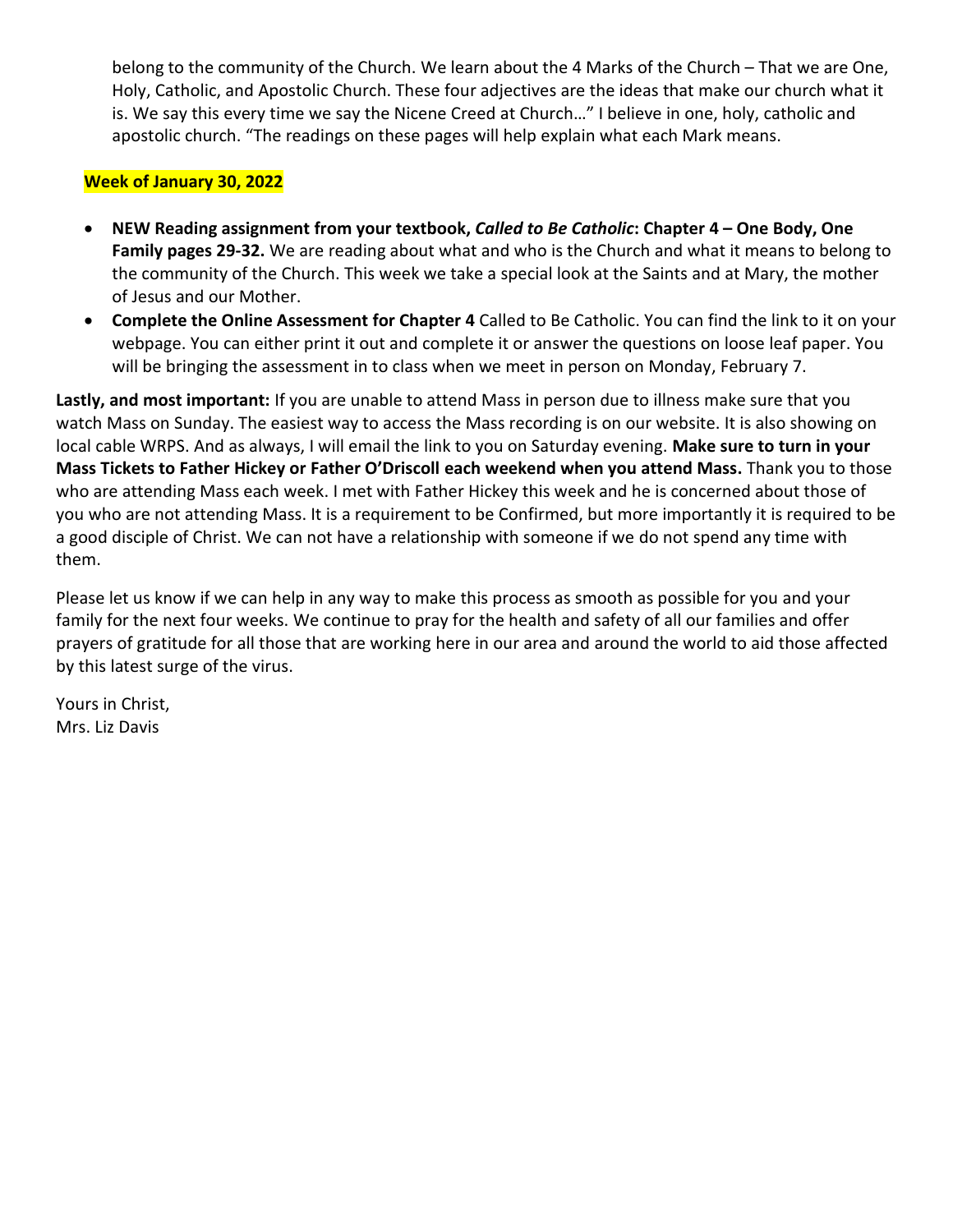belong to the community of the Church. We learn about the 4 Marks of the Church – That we are One, Holy, Catholic, and Apostolic Church. These four adjectives are the ideas that make our church what it is. We say this every time we say the Nicene Creed at Church…" I believe in one, holy, catholic and apostolic church. "The readings on these pages will help explain what each Mark means.

**Week of January 30, 2022**

- **NEW Reading assignment from your textbook, *Called to Be Catholic*: Chapter 4 – One Body, One Family pages 29-32.** We are reading about what and who is the Church and what it means to belong to the community of the Church. This week we take a special look at the Saints and at Mary, the mother of Jesus and our Mother.
- **Complete the Online Assessment for Chapter 4** Called to Be Catholic. You can find the link to it on your webpage. You can either print it out and complete it or answer the questions on loose leaf paper. You will be bringing the assessment in to class when we meet in person on Monday, February 7.

**Lastly, and most important:** If you are unable to attend Mass in person due to illness make sure that you watch Mass on Sunday. The easiest way to access the Mass recording is on our website. It is also showing on local cable WRPS. And as always, I will email the link to you on Saturday evening. **Make sure to turn in your Mass Tickets to Father Hickey or Father O'Driscoll each weekend when you attend Mass.** Thank you to those who are attending Mass each week. I met with Father Hickey this week and he is concerned about those of you who are not attending Mass. It is a requirement to be Confirmed, but more importantly it is required to be a good disciple of Christ. We can not have a relationship with someone if we do not spend any time with them.

Please let us know if we can help in any way to make this process as smooth as possible for you and your family for the next four weeks. We continue to pray for the health and safety of all our families and offer prayers of gratitude for all those that are working here in our area and around the world to aid those affected by this latest surge of the virus.

Yours in Christ,
Mrs. Liz Davis